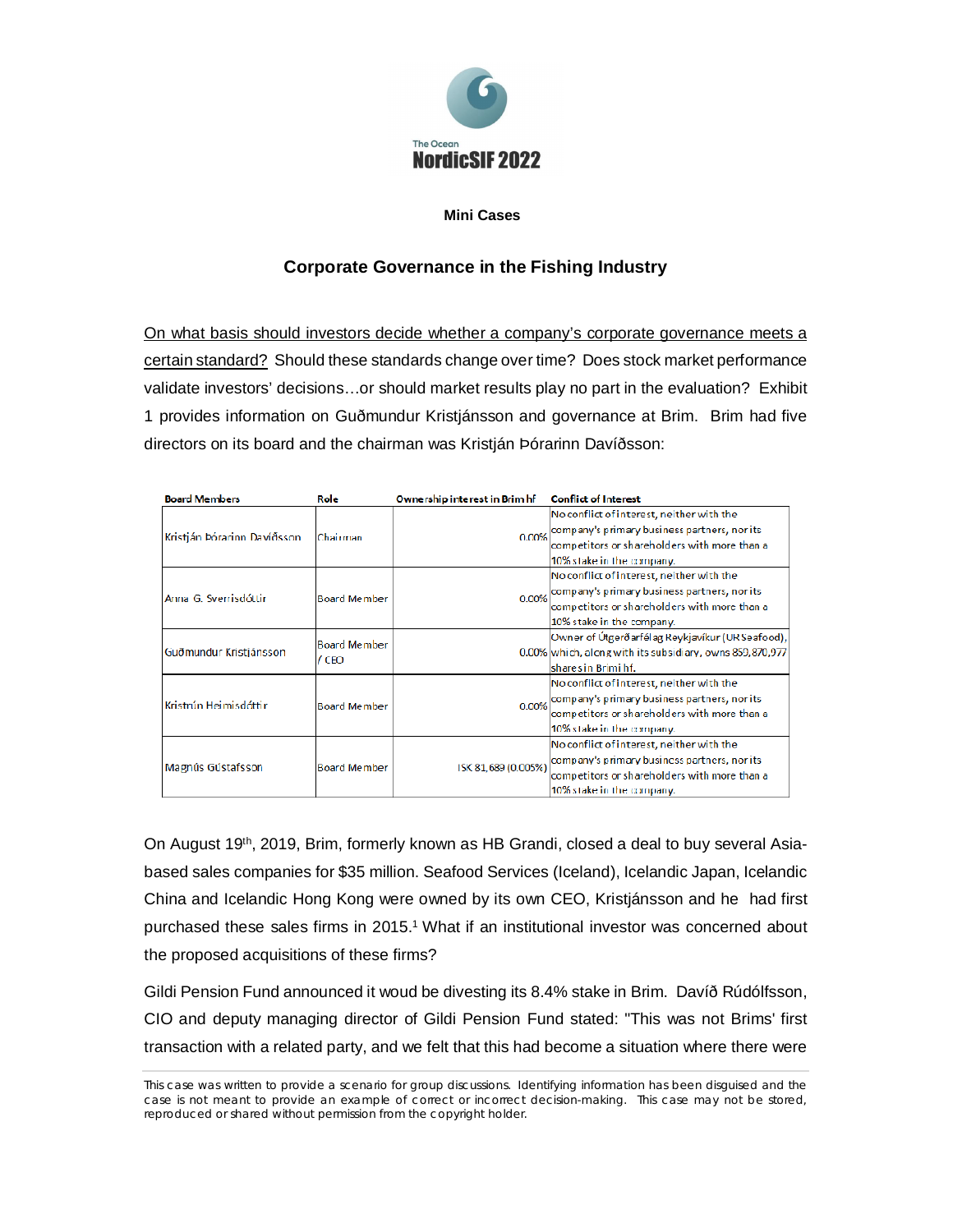The Ocean
**NordicSIF 2022**

**Mini Cases**

## Corporate Governance in the Fishing Industry

On what basis should investors decide whether a company's corporate governance meets a certain standard? Should these standards change over time? Does stock market performance validate investors' decisions…or should market results play no part in the evaluation? Exhibit 1 provides information on Guðmundur Kristjánsson and governance at Brim. Brim had five directors on its board and the chairman was Kristján Þórarinn Davíðsson:

| Board Members | Role | Ownership interest in Brim hf | Conflict of Interest |
|---|---|---|---|
| Kristján Þórarinn Davíðsson | Chairman | 0.00% | No conflict of interest, neither with the company's primary business partners, nor its competitors or shareholders with more than a 10% stake in the company. |
| Anna G. Sverrisdóttir | Board Member | 0.00% | No conflict of interest, neither with the company's primary business partners, nor its competitors or shareholders with more than a 10% stake in the company. |
| Guðmundur Kristjánsson | Board Member / CEO | 0.00% | Owner of Útgerðarfélag Reykjavíkur (UR Seafood), which, along with its subsidiary, owns 850,870,977 shares in Brim hf. |
| Kristrún Heimisdóttir | Board Member | 0.00% | No conflict of interest, neither with the company's primary business partners, nor its competitors or shareholders with more than a 10% stake in the company. |
| Magnús Gústafsson | Board Member | ISK 81,689 (0.005%) | No conflict of interest, neither with the company's primary business partners, nor its competitors or shareholders with more than a 10% stake in the company. |

On August 19th, 2019, Brim, formerly known as HB Grandi, closed a deal to buy several Asia-based sales companies for $35 million. Seafood Services (Iceland), Icelandic Japan, Icelandic China and Icelandic Hong Kong were owned by its own CEO, Kristjánsson and he had first purchased these sales firms in 2015.[1] What if an institutional investor was concerned about the proposed acquisitions of these firms?

Gildi Pension Fund announced it woud be divesting its 8.4% stake in Brim. Davíð Rúdólfsson, CIO and deputy managing director of Gildi Pension Fund stated: "This was not Brims' first transaction with a related party, and we felt that this had become a situation where there were

---

This case was written to provide a scenario for group discussions. Identifying information has been disguised and the case is not meant to provide an example of correct or incorrect decision-making. This case may not be stored, reproduced or shared without permission from the copyright holder.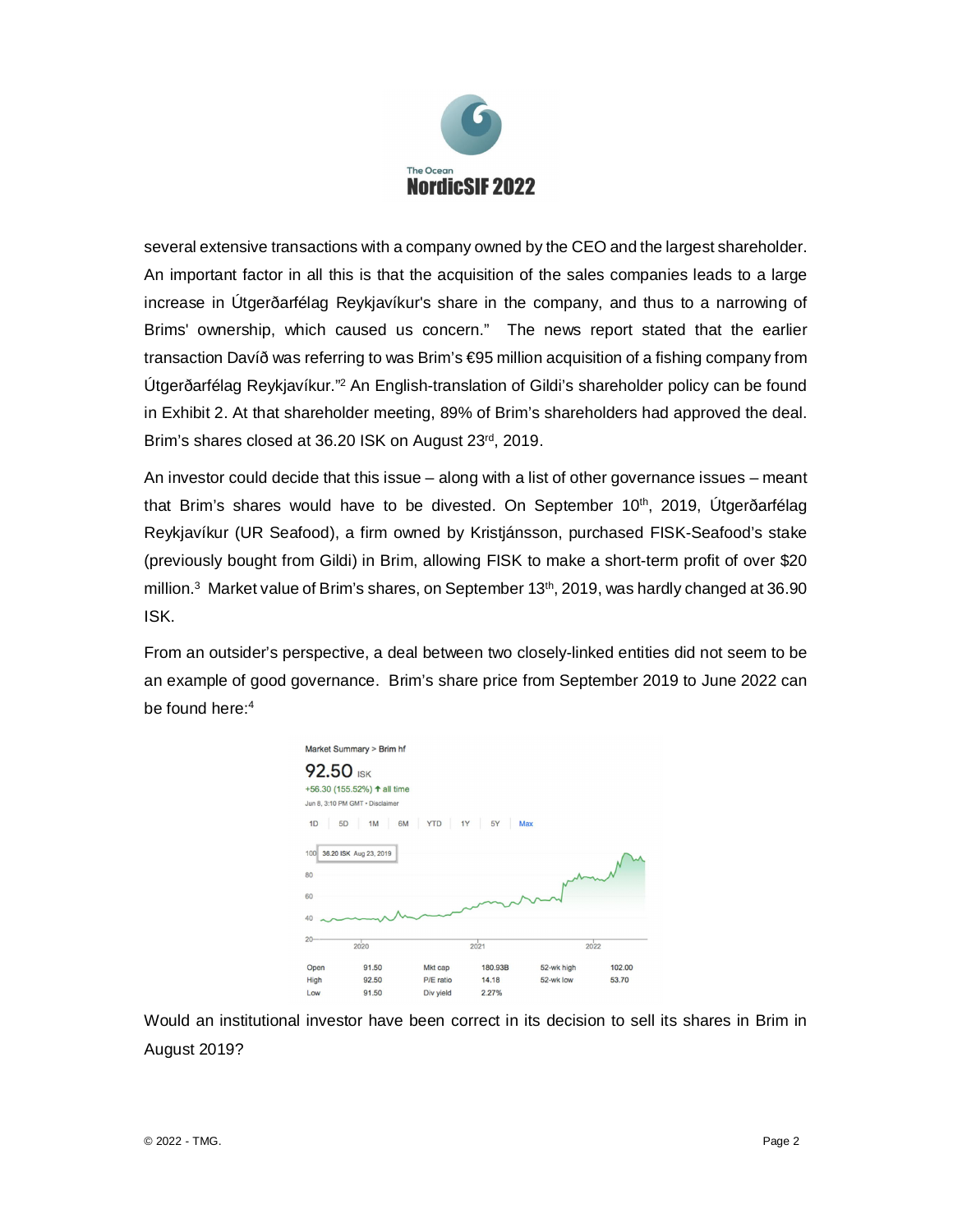several extensive transactions with a company owned by the CEO and the largest shareholder. An important factor in all this is that the acquisition of the sales companies leads to a large increase in Útgerðarfélag Reykjavíkur's share in the company, and thus to a narrowing of Brims' ownership, which caused us concern." The news report stated that the earlier transaction Davíð was referring to was Brim's €95 million acquisition of a fishing company from Útgerðarfélag Reykjavíkur."[2] An English-translation of Gildi's shareholder policy can be found in Exhibit 2. At that shareholder meeting, 89% of Brim's shareholders had approved the deal. Brim's shares closed at 36.20 ISK on August 23rd, 2019.

An investor could decide that this issue – along with a list of other governance issues – meant that Brim's shares would have to be divested. On September 10th, 2019, Útgerðarfélag Reykjavíkur (UR Seafood), a firm owned by Kristjánsson, purchased FISK-Seafood's stake (previously bought from Gildi) in Brim, allowing FISK to make a short-term profit of over $20 million.[3] Market value of Brim's shares, on September 13th, 2019, was hardly changed at 36.90 ISK.

From an outsider's perspective, a deal between two closely-linked entities did not seem to be an example of good governance. Brim's share price from September 2019 to June 2022 can be found here:[4]

Market Summary > Brim hf

92.50 ISK

+56.30 (155.52%) ↑ all time

Jun 8, 3:10 PM GMT • Disclaimer

| Open | 91.50 | Mkt cap | 180.93B | 52-wk high | 102.00 |
|---|---|---|---|---|---|
| High | 92.50 | P/E ratio | 14.18 | 52-wk low | 53.70 |
| Low | 91.50 | Div yield | 2.27% | | |

Would an institutional investor have been correct in its decision to sell its shares in Brim in August 2019?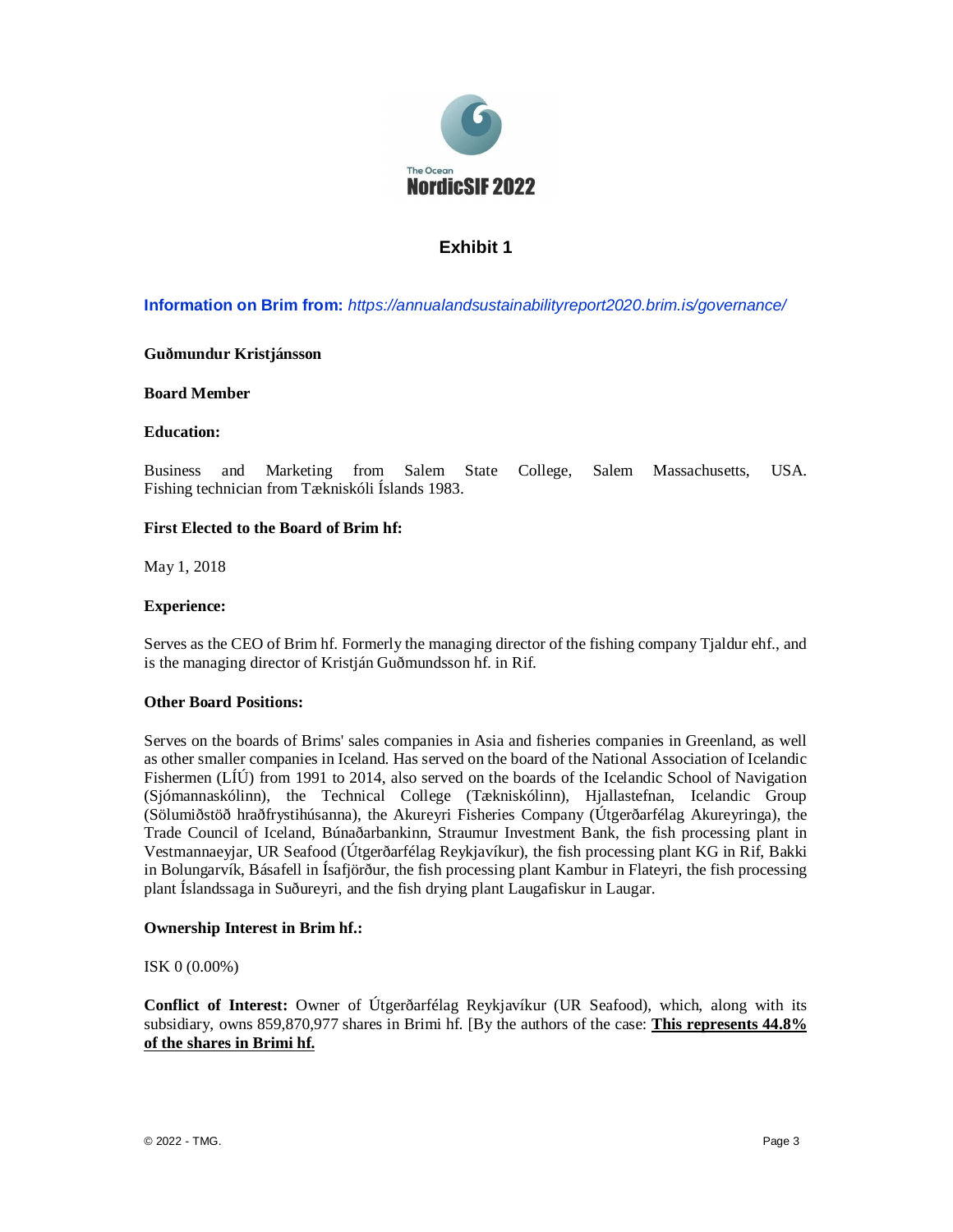# Exhibit 1

**Information on Brim from:** *https://annualandsustainabilityreport2020.brim.is/governance/*

**Guðmundur Kristjánsson**

**Board Member**

**Education:**

Business and Marketing from Salem State College, Salem Massachusetts, USA. Fishing technician from Tækniskóli Íslands 1983.

**First Elected to the Board of Brim hf:**

May 1, 2018

**Experience:**

Serves as the CEO of Brim hf. Formerly the managing director of the fishing company Tjaldur ehf., and is the managing director of Kristján Guðmundsson hf. in Rif.

**Other Board Positions:**

Serves on the boards of Brims' sales companies in Asia and fisheries companies in Greenland, as well as other smaller companies in Iceland. Has served on the board of the National Association of Icelandic Fishermen (LÍÚ) from 1991 to 2014, also served on the boards of the Icelandic School of Navigation (Sjómannaskólinn), the Technical College (Tækniskólinn), Hjallastefnan, Icelandic Group (Sölumiðstöð hraðfrystihúsanna), the Akureyri Fisheries Company (Útgerðarfélag Akureyringa), the Trade Council of Iceland, Búnaðarbankinn, Straumur Investment Bank, the fish processing plant in Vestmannaeyjar, UR Seafood (Útgerðarfélag Reykjavíkur), the fish processing plant KG in Rif, Bakki in Bolungarvík, Básafell in Ísafjörður, the fish processing plant Kambur in Flateyri, the fish processing plant Íslandssaga in Suðureyri, and the fish drying plant Laugafiskur in Laugar.

**Ownership Interest in Brim hf.:**

ISK 0 (0.00%)

**Conflict of Interest:** Owner of Útgerðarfélag Reykjavíkur (UR Seafood), which, along with its subsidiary, owns 859,870,977 shares in Brimi hf. [By the authors of the case: **This represents 44.8% of the shares in Brimi hf.**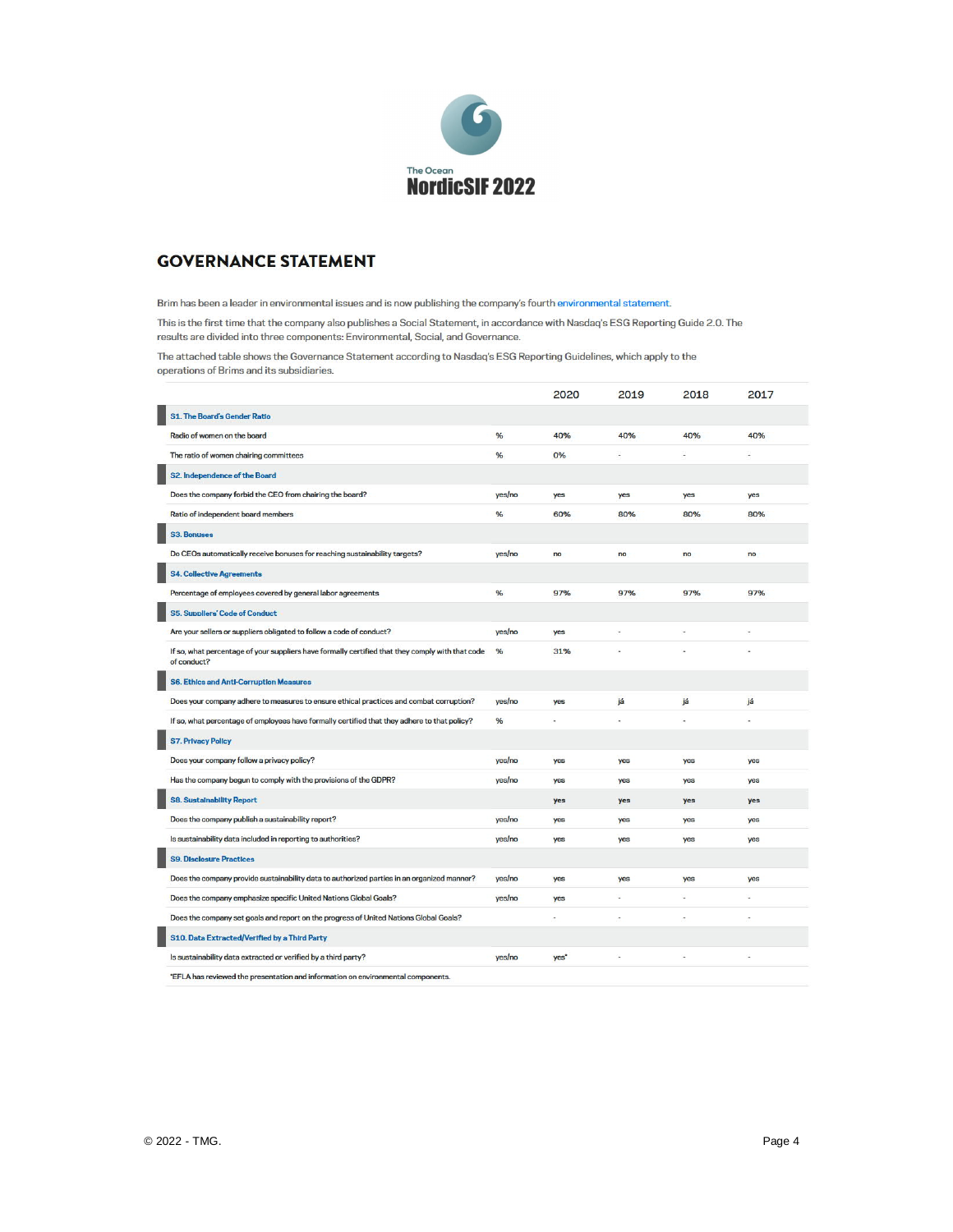The Ocean
**NordicSIF 2022**

## GOVERNANCE STATEMENT

Brim has been a leader in environmental issues and is now publishing the company's fourth environmental statement.

This is the first time that the company also publishes a Social Statement, in accordance with Nasdaq's ESG Reporting Guide 2.0. The results are divided into three components: Environmental, Social, and Governance.

The attached table shows the Governance Statement according to Nasdaq's ESG Reporting Guidelines, which apply to the operations of Brims and its subsidiaries.

| | | 2020 | 2019 | 2018 | 2017 |
|---|---|---|---|---|---|
| **S1. The Board's Gender Ratio** | | | | | |
| Radio of women on the board | % | 40% | 40% | 40% | 40% |
| The ratio of women chairing committees | % | 0% | - | - | - |
| **S2. Independence of the Board** | | | | | |
| Does the company forbid the CEO from chairing the board? | yes/no | yes | yes | yes | yes |
| Ratio of independent board members | % | 60% | 80% | 80% | 80% |
| **S3. Bonuses** | | | | | |
| Do CEOs automatically receive bonuses for reaching sustainability targets? | yes/no | no | no | no | no |
| **S4. Collective Agreements** | | | | | |
| Percentage of employees covered by general labor agreements | % | 97% | 97% | 97% | 97% |
| **S5. Suppliers' Code of Conduct** | | | | | |
| Are your sellers or suppliers obligated to follow a code of conduct? | yes/no | yes | - | - | - |
| If so, what percentage of your suppliers have formally certified that they comply with that code of conduct? | % | 31% | - | - | - |
| **S6. Ethics and Anti-Corruption Measures** | | | | | |
| Does your company adhere to measures to ensure ethical practices and combat corruption? | yes/no | yes | já | já | já |
| If so, what percentage of employees have formally certified that they adhere to that policy? | % | - | - | - | - |
| **S7. Privacy Policy** | | | | | |
| Does your company follow a privacy policy? | yes/no | yes | yes | yes | yes |
| Has the company begun to comply with the provisions of the GDPR? | yes/no | yes | yes | yes | yes |
| **S8. Sustainability Report** | | yes | yes | yes | yes |
| Does the company publish a sustainability report? | yes/no | yes | yes | yes | yes |
| Is sustainability data included in reporting to authorities? | yes/no | yes | yes | yes | yes |
| **S9. Disclosure Practices** | | | | | |
| Does the company provide sustainability data to authorized parties in an organized manner? | yes/no | yes | yes | yes | yes |
| Does the company emphasize specific United Nations Global Goals? | yes/no | yes | - | - | - |
| Does the company set goals and report on the progress of United Nations Global Goals? | | - | - | - | - |
| **S10. Data Extracted/Verified by a Third Party** | | | | | |
| Is sustainability data extracted or verified by a third party? | yes/no | yes* | - | - | - |

*EFLA has reviewed the presentation and information on environmental components.

© 2022 - TMG.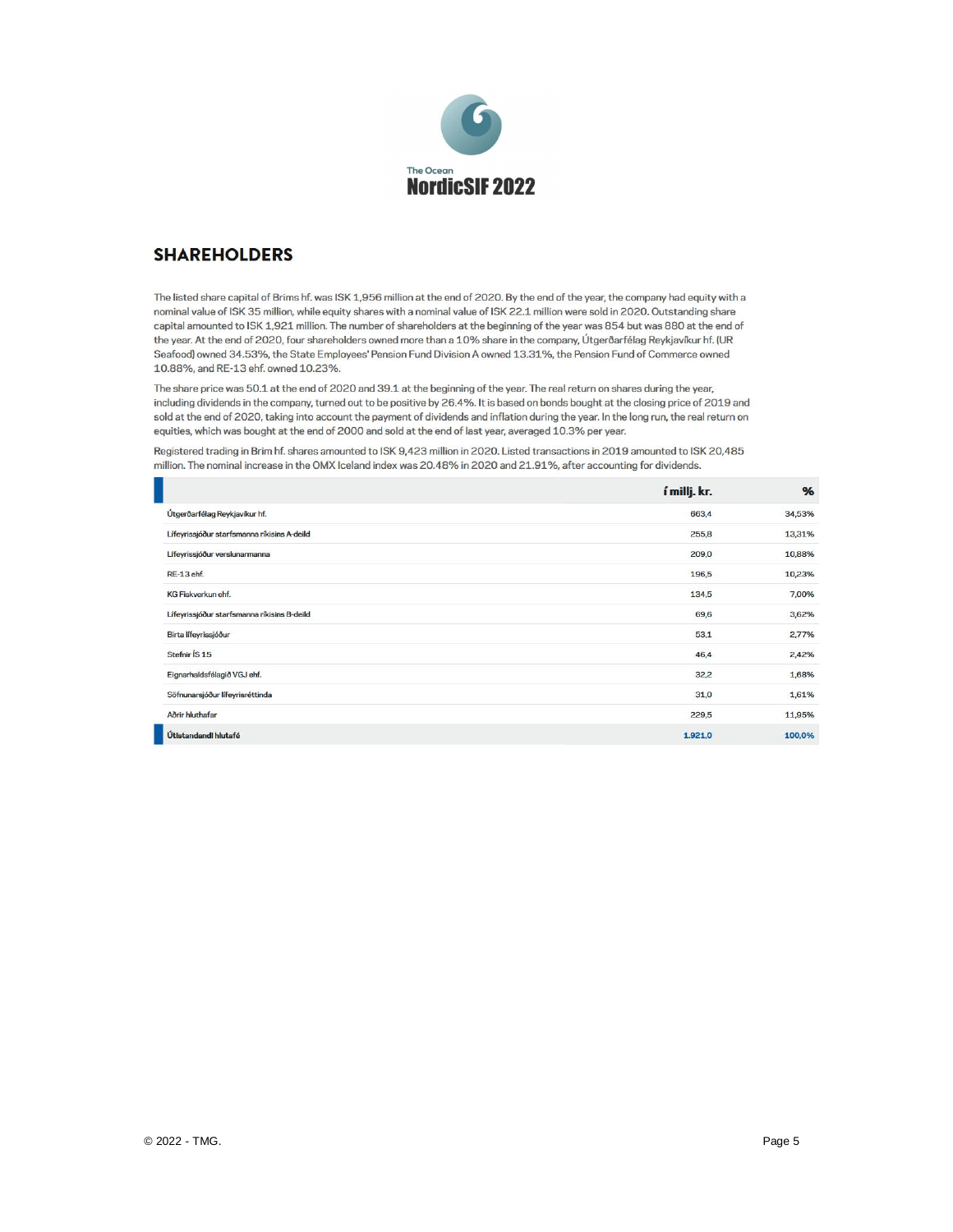## SHAREHOLDERS

The listed share capital of Brims hf. was ISK 1,956 million at the end of 2020. By the end of the year, the company had equity with a nominal value of ISK 35 million, while equity shares with a nominal value of ISK 22.1 million were sold in 2020. Outstanding share capital amounted to ISK 1,921 million. The number of shareholders at the beginning of the year was 854 but was 880 at the end of the year. At the end of 2020, four shareholders owned more than a 10% share in the company, Útgerðarfélag Reykjavíkur hf. (UR Seafood) owned 34.53%, the State Employees' Pension Fund Division A owned 13.31%, the Pension Fund of Commerce owned 10.88%, and RE-13 ehf. owned 10.23%.

The share price was 50.1 at the end of 2020 and 39.1 at the beginning of the year. The real return on shares during the year, including dividends in the company, turned out to be positive by 26.4%. It is based on bonds bought at the closing price of 2019 and sold at the end of 2020, taking into account the payment of dividends and inflation during the year. In the long run, the real return on equities, which was bought at the end of 2000 and sold at the end of last year, averaged 10.3% per year.

Registered trading in Brim hf. shares amounted to ISK 9,423 million in 2020. Listed transactions in 2019 amounted to ISK 20,485 million. The nominal increase in the OMX Iceland index was 20.48% in 2020 and 21.91%, after accounting for dividends.

| | í millj. kr. | % |
|---|---|---|
| Útgerðarfélag Reykjavíkur hf. | 663,4 | 34,53% |
| Lífeyrissjóður starfsmanna ríkisins A-deild | 255,8 | 13,31% |
| Lífeyrissjóður verslunarmanna | 209,0 | 10,88% |
| RE-13 ehf. | 196,5 | 10,23% |
| KG Fiskverkun ehf. | 134,5 | 7,00% |
| Lífeyrissjóður starfsmanna ríkisins B-deild | 69,6 | 3,62% |
| Birta lífeyrissjóður | 53,1 | 2,77% |
| Stefnir ÍS 15 | 46,4 | 2,42% |
| Eignarhaldsfélagið VGJ ehf. | 32,2 | 1,68% |
| Söfnunarsjóður lífeyrisréttinda | 31,0 | 1,61% |
| Aðrir hluthafar | 229,5 | 11,95% |
| **Útistandandi hlutafé** | **1.921,0** | **100,0%** |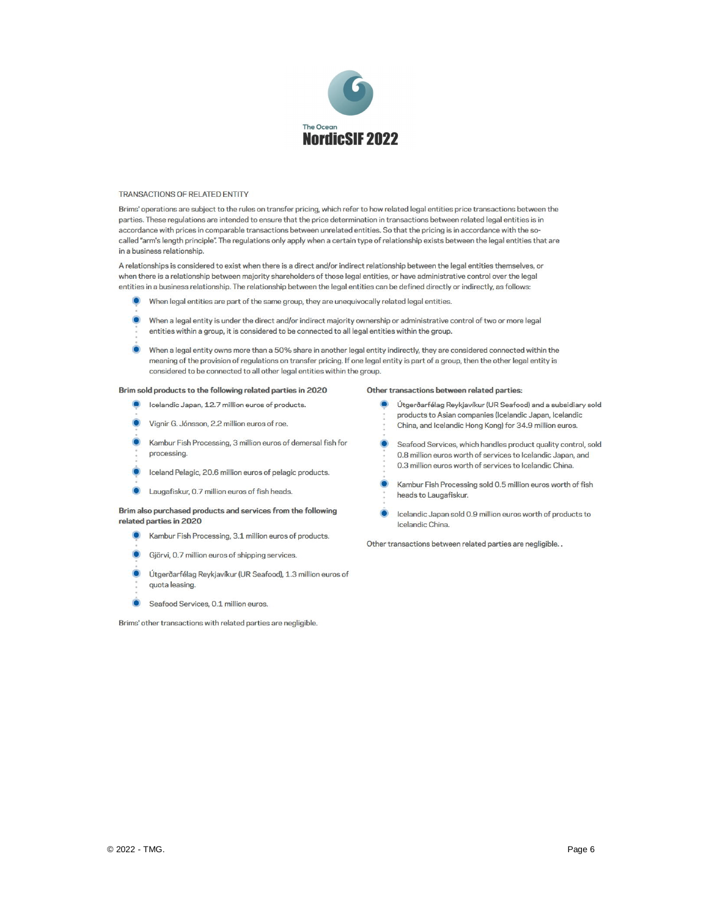TRANSACTIONS OF RELATED ENTITY

Brims' operations are subject to the rules on transfer pricing, which refer to how related legal entities price transactions between the parties. These regulations are intended to ensure that the price determination in transactions between related legal entities is in accordance with prices in comparable transactions between unrelated entities. So that the pricing is in accordance with the so-called "arm's length principle". The regulations only apply when a certain type of relationship exists between the legal entities that are in a business relationship.

A relationships is considered to exist when there is a direct and/or indirect relationship between the legal entities themselves, or when there is a relationship between majority shareholders of those legal entities, or have administrative control over the legal entities in a business relationship. The relationship between the legal entities can be defined directly or indirectly, as follows:

- When legal entities are part of the same group, they are unequivocally related legal entities.
- When a legal entity is under the direct and/or indirect majority ownership or administrative control of two or more legal entities within a group, it is considered to be connected to all legal entities within the group.
- When a legal entity owns more than a 50% share in another legal entity indirectly, they are considered connected within the meaning of the provision of regulations on transfer pricing. If one legal entity is part of a group, then the other legal entity is considered to be connected to all other legal entities within the group.

**Brim sold products to the following related parties in 2020**

- Icelandic Japan, 12.7 million euros of products.
- Vignir G. Jónsson, 2.2 million euros of roe.
- Kambur Fish Processing, 3 million euros of demersal fish for processing.
- Iceland Pelagic, 20.6 million euros of pelagic products.
- Laugafiskur, 0.7 million euros of fish heads.

**Brim also purchased products and services from the following related parties in 2020**

- Kambur Fish Processing, 3.1 million euros of products.
- Gjörvi, 0.7 million euros of shipping services.
- Útgerðarfélag Reykjavíkur (UR Seafood), 1.3 million euros of quota leasing.
- Seafood Services, 0.1 million euros.

Brims' other transactions with related parties are negligible.

**Other transactions between related parties:**

- Útgerðarfélag Reykjavíkur (UR Seafood) and a subsidiary sold products to Asian companies (Icelandic Japan, Icelandic China, and Icelandic Hong Kong) for 34.9 million euros.
- Seafood Services, which handles product quality control, sold 0.8 million euros worth of services to Icelandic Japan, and 0.3 million euros worth of services to Icelandic China.
- Kambur Fish Processing sold 0.5 million euros worth of fish heads to Laugafiskur.
- Icelandic Japan sold 0.9 million euros worth of products to Icelandic China.

Other transactions between related parties are negligible. .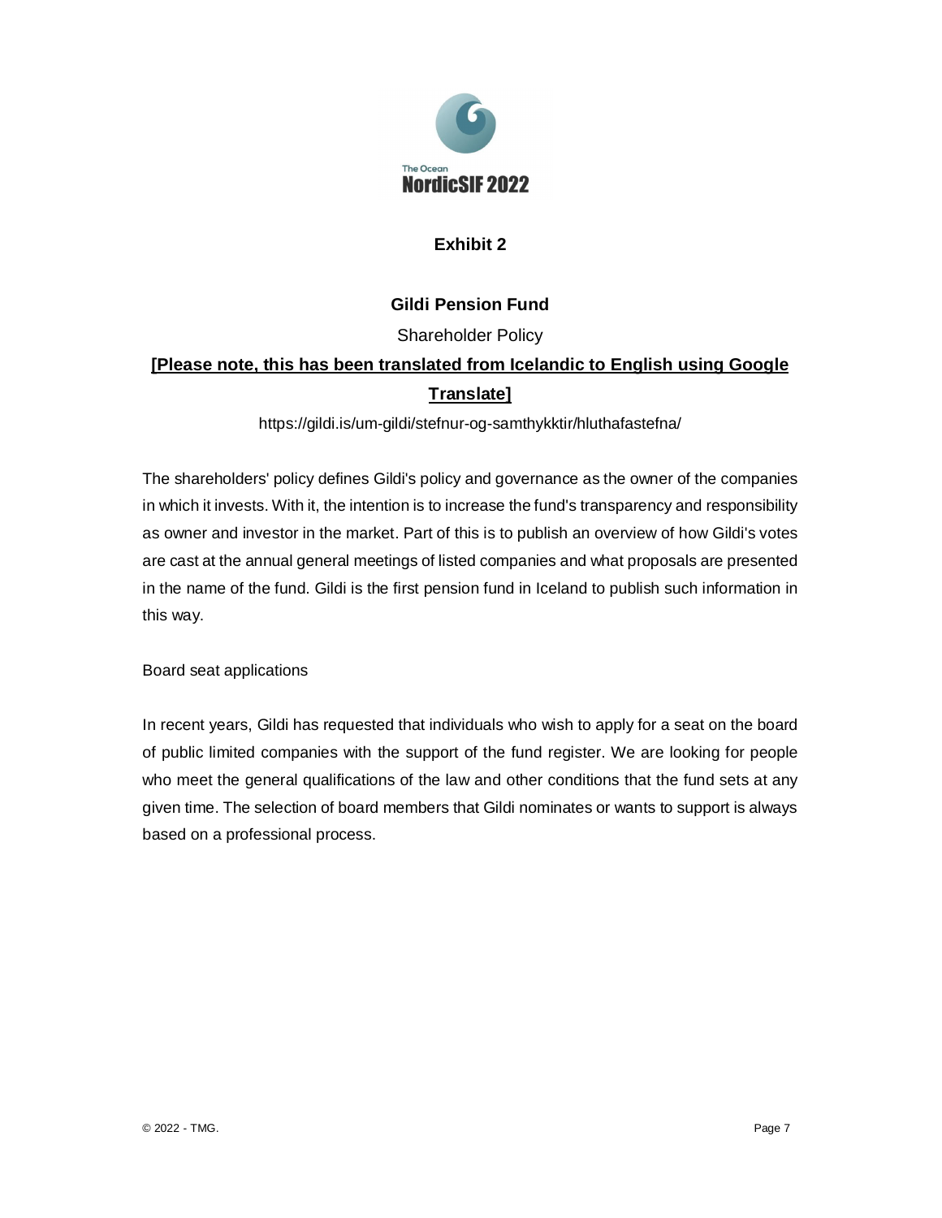## Exhibit 2

### Gildi Pension Fund

Shareholder Policy

**[Please note, this has been translated from Icelandic to English using Google Translate]**

https://gildi.is/um-gildi/stefnur-og-samthykktir/hluthafastefna/

The shareholders' policy defines Gildi's policy and governance as the owner of the companies in which it invests. With it, the intention is to increase the fund's transparency and responsibility as owner and investor in the market. Part of this is to publish an overview of how Gildi's votes are cast at the annual general meetings of listed companies and what proposals are presented in the name of the fund. Gildi is the first pension fund in Iceland to publish such information in this way.

Board seat applications

In recent years, Gildi has requested that individuals who wish to apply for a seat on the board of public limited companies with the support of the fund register. We are looking for people who meet the general qualifications of the law and other conditions that the fund sets at any given time. The selection of board members that Gildi nominates or wants to support is always based on a professional process.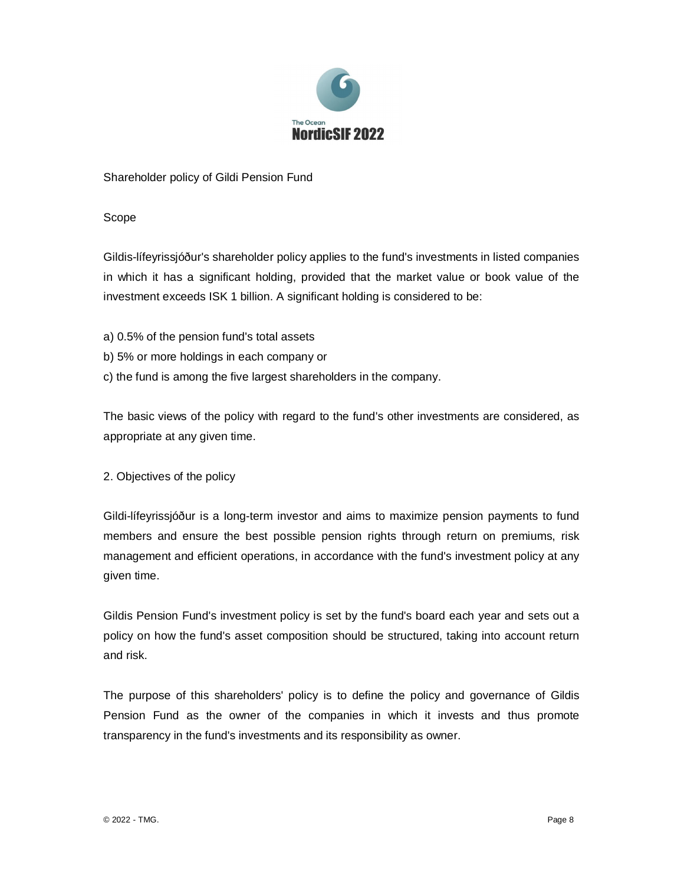Shareholder policy of Gildi Pension Fund

Scope

Gildis-lífeyrissjóður's shareholder policy applies to the fund's investments in listed companies in which it has a significant holding, provided that the market value or book value of the investment exceeds ISK 1 billion. A significant holding is considered to be:

a) 0.5% of the pension fund's total assets
b) 5% or more holdings in each company or
c) the fund is among the five largest shareholders in the company.

The basic views of the policy with regard to the fund's other investments are considered, as appropriate at any given time.

2. Objectives of the policy

Gildi-lífeyrissjóður is a long-term investor and aims to maximize pension payments to fund members and ensure the best possible pension rights through return on premiums, risk management and efficient operations, in accordance with the fund's investment policy at any given time.

Gildis Pension Fund's investment policy is set by the fund's board each year and sets out a policy on how the fund's asset composition should be structured, taking into account return and risk.

The purpose of this shareholders' policy is to define the policy and governance of Gildis Pension Fund as the owner of the companies in which it invests and thus promote transparency in the fund's investments and its responsibility as owner.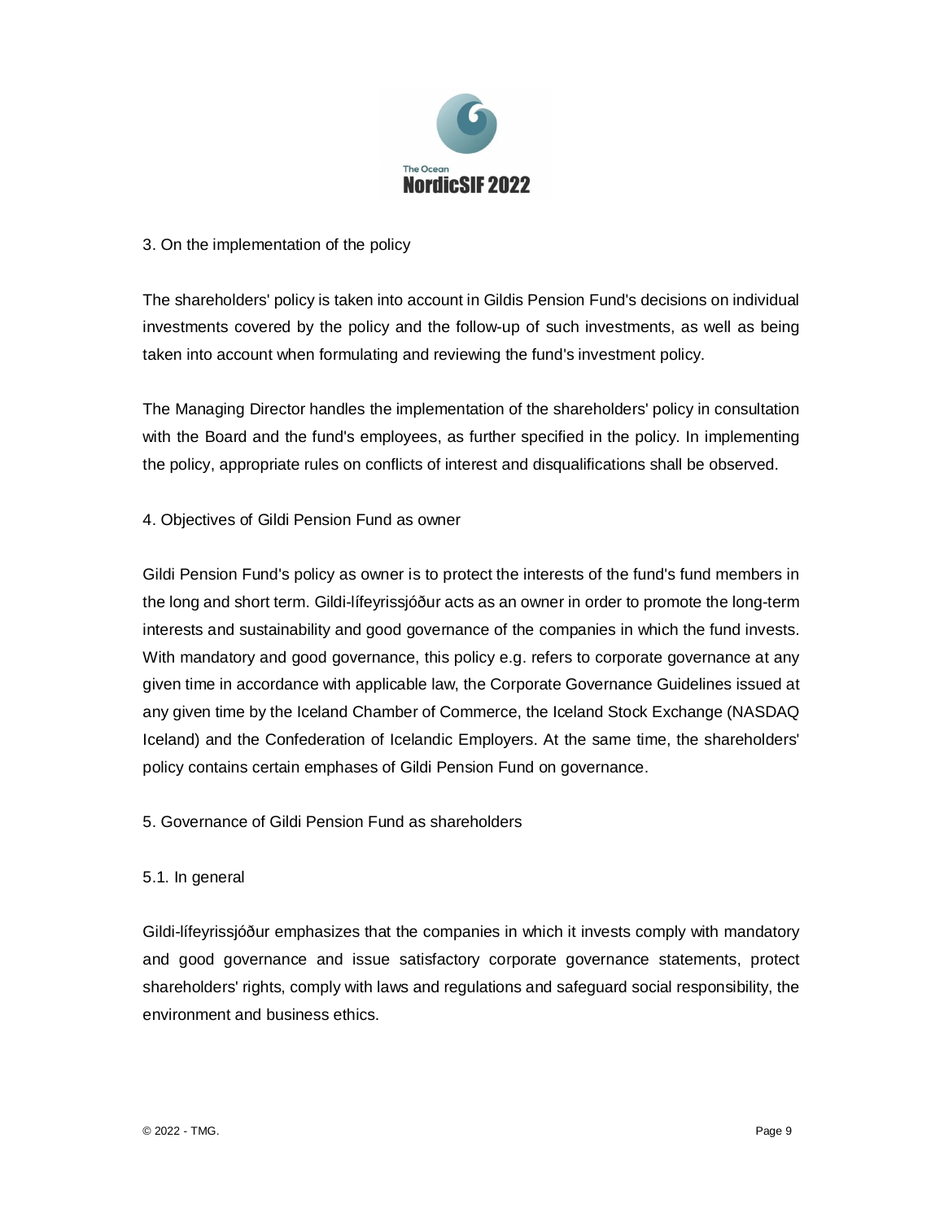## 3. On the implementation of the policy

The shareholders' policy is taken into account in Gildis Pension Fund's decisions on individual investments covered by the policy and the follow-up of such investments, as well as being taken into account when formulating and reviewing the fund's investment policy.

The Managing Director handles the implementation of the shareholders' policy in consultation with the Board and the fund's employees, as further specified in the policy. In implementing the policy, appropriate rules on conflicts of interest and disqualifications shall be observed.

## 4. Objectives of Gildi Pension Fund as owner

Gildi Pension Fund's policy as owner is to protect the interests of the fund's fund members in the long and short term. Gildi-lífeyrissjóður acts as an owner in order to promote the long-term interests and sustainability and good governance of the companies in which the fund invests. With mandatory and good governance, this policy e.g. refers to corporate governance at any given time in accordance with applicable law, the Corporate Governance Guidelines issued at any given time by the Iceland Chamber of Commerce, the Iceland Stock Exchange (NASDAQ Iceland) and the Confederation of Icelandic Employers. At the same time, the shareholders' policy contains certain emphases of Gildi Pension Fund on governance.

## 5. Governance of Gildi Pension Fund as shareholders

### 5.1. In general

Gildi-lífeyrissjóður emphasizes that the companies in which it invests comply with mandatory and good governance and issue satisfactory corporate governance statements, protect shareholders' rights, comply with laws and regulations and safeguard social responsibility, the environment and business ethics.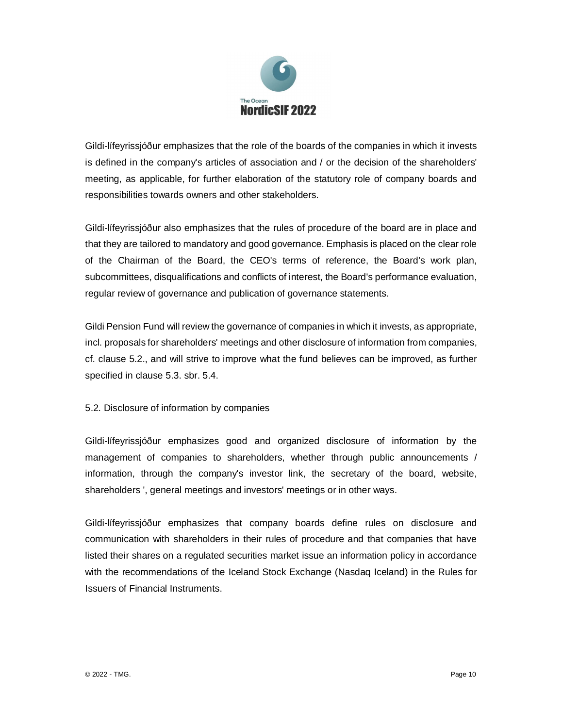Gildi-lífeyrissjóður emphasizes that the role of the boards of the companies in which it invests is defined in the company's articles of association and / or the decision of the shareholders' meeting, as applicable, for further elaboration of the statutory role of company boards and responsibilities towards owners and other stakeholders.

Gildi-lífeyrissjóður also emphasizes that the rules of procedure of the board are in place and that they are tailored to mandatory and good governance. Emphasis is placed on the clear role of the Chairman of the Board, the CEO's terms of reference, the Board's work plan, subcommittees, disqualifications and conflicts of interest, the Board's performance evaluation, regular review of governance and publication of governance statements.

Gildi Pension Fund will review the governance of companies in which it invests, as appropriate, incl. proposals for shareholders' meetings and other disclosure of information from companies, cf. clause 5.2., and will strive to improve what the fund believes can be improved, as further specified in clause 5.3. sbr. 5.4.

5.2. Disclosure of information by companies

Gildi-lífeyrissjóður emphasizes good and organized disclosure of information by the management of companies to shareholders, whether through public announcements / information, through the company's investor link, the secretary of the board, website, shareholders ', general meetings and investors' meetings or in other ways.

Gildi-lífeyrissjóður emphasizes that company boards define rules on disclosure and communication with shareholders in their rules of procedure and that companies that have listed their shares on a regulated securities market issue an information policy in accordance with the recommendations of the Iceland Stock Exchange (Nasdaq Iceland) in the Rules for Issuers of Financial Instruments.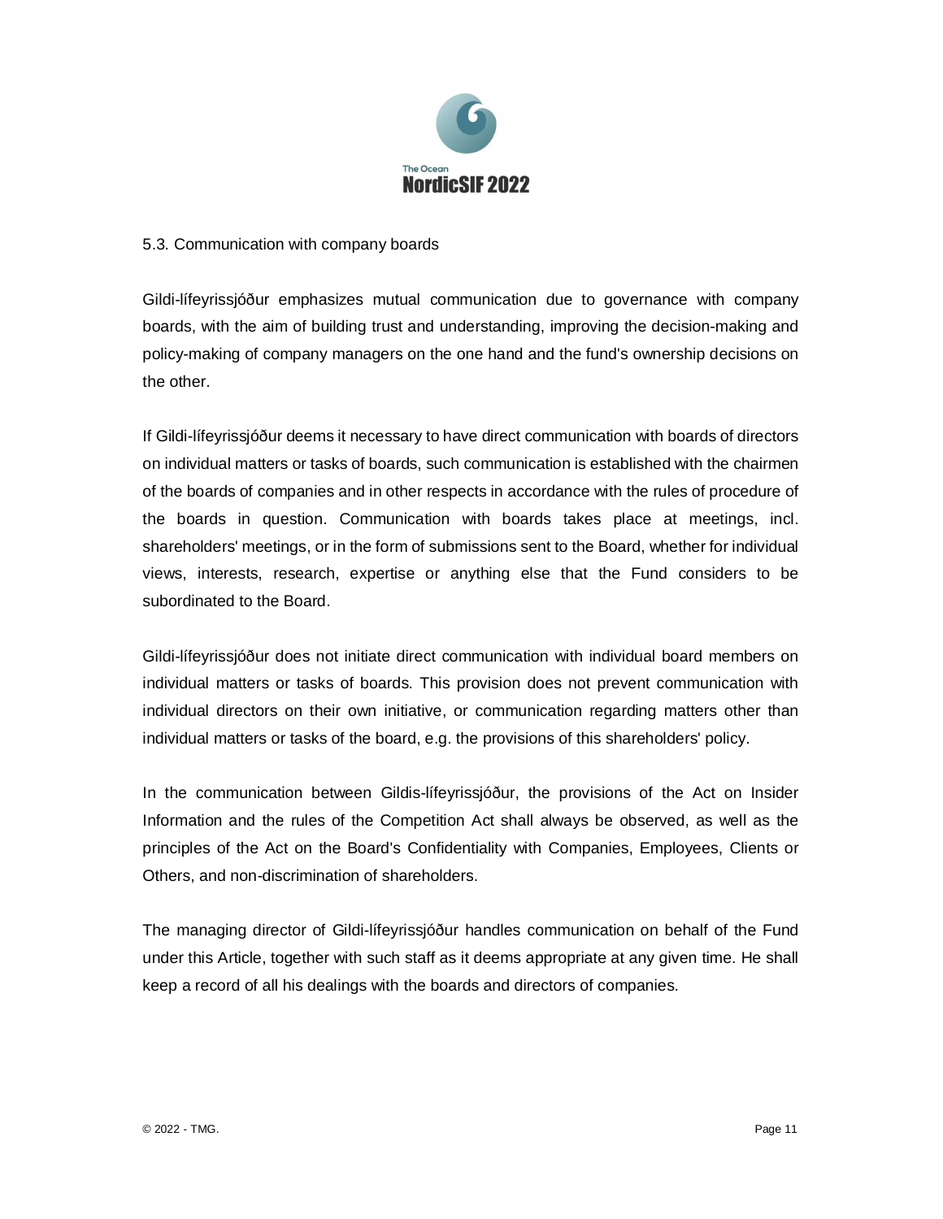### 5.3. Communication with company boards

Gildi-lífeyrissjóður emphasizes mutual communication due to governance with company boards, with the aim of building trust and understanding, improving the decision-making and policy-making of company managers on the one hand and the fund's ownership decisions on the other.

If Gildi-lífeyrissjóður deems it necessary to have direct communication with boards of directors on individual matters or tasks of boards, such communication is established with the chairmen of the boards of companies and in other respects in accordance with the rules of procedure of the boards in question. Communication with boards takes place at meetings, incl. shareholders' meetings, or in the form of submissions sent to the Board, whether for individual views, interests, research, expertise or anything else that the Fund considers to be subordinated to the Board.

Gildi-lífeyrissjóður does not initiate direct communication with individual board members on individual matters or tasks of boards. This provision does not prevent communication with individual directors on their own initiative, or communication regarding matters other than individual matters or tasks of the board, e.g. the provisions of this shareholders' policy.

In the communication between Gildis-lífeyrissjóður, the provisions of the Act on Insider Information and the rules of the Competition Act shall always be observed, as well as the principles of the Act on the Board's Confidentiality with Companies, Employees, Clients or Others, and non-discrimination of shareholders.

The managing director of Gildi-lífeyrissjóður handles communication on behalf of the Fund under this Article, together with such staff as it deems appropriate at any given time. He shall keep a record of all his dealings with the boards and directors of companies.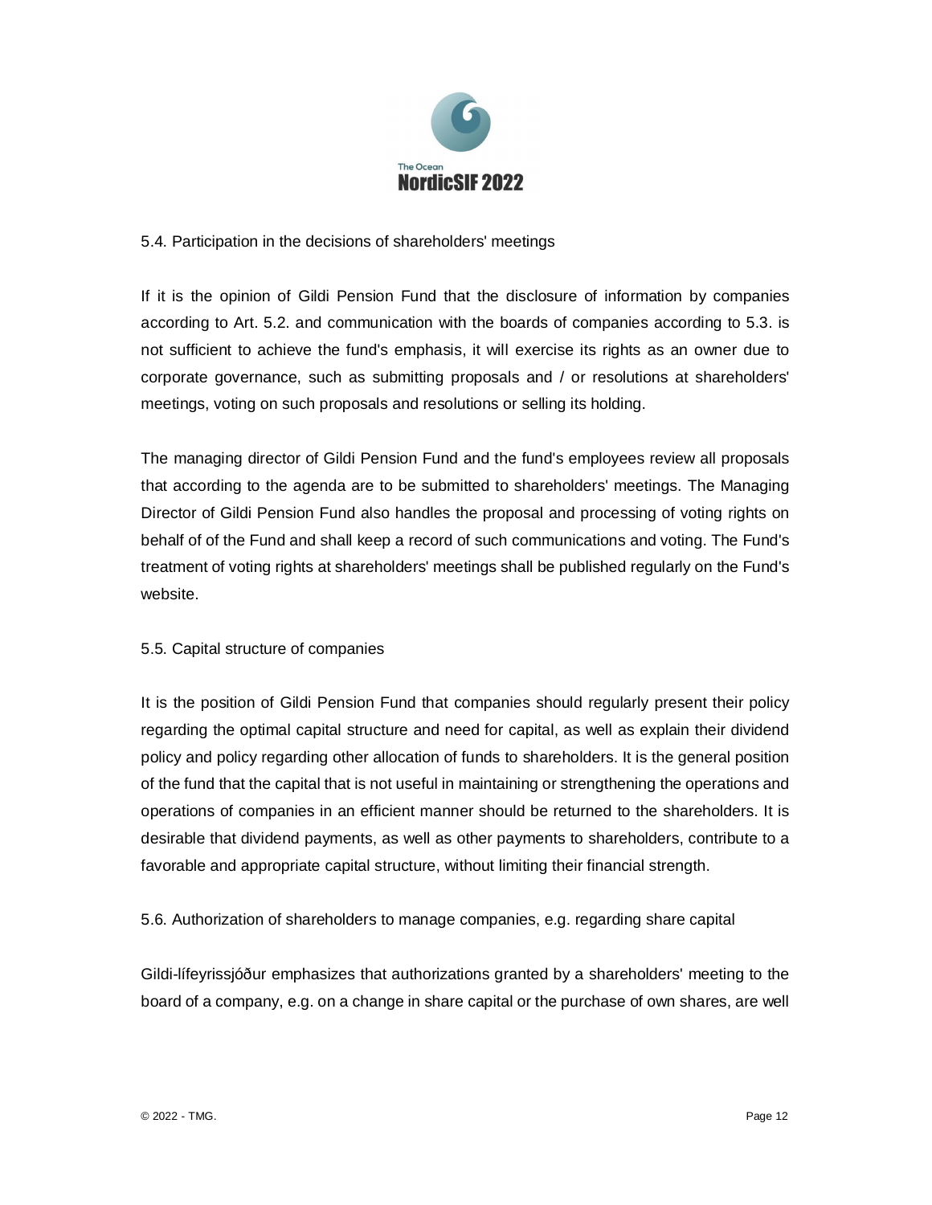## 5.4. Participation in the decisions of shareholders' meetings

If it is the opinion of Gildi Pension Fund that the disclosure of information by companies according to Art. 5.2. and communication with the boards of companies according to 5.3. is not sufficient to achieve the fund's emphasis, it will exercise its rights as an owner due to corporate governance, such as submitting proposals and / or resolutions at shareholders' meetings, voting on such proposals and resolutions or selling its holding.

The managing director of Gildi Pension Fund and the fund's employees review all proposals that according to the agenda are to be submitted to shareholders' meetings. The Managing Director of Gildi Pension Fund also handles the proposal and processing of voting rights on behalf of of the Fund and shall keep a record of such communications and voting. The Fund's treatment of voting rights at shareholders' meetings shall be published regularly on the Fund's website.

## 5.5. Capital structure of companies

It is the position of Gildi Pension Fund that companies should regularly present their policy regarding the optimal capital structure and need for capital, as well as explain their dividend policy and policy regarding other allocation of funds to shareholders. It is the general position of the fund that the capital that is not useful in maintaining or strengthening the operations and operations of companies in an efficient manner should be returned to the shareholders. It is desirable that dividend payments, as well as other payments to shareholders, contribute to a favorable and appropriate capital structure, without limiting their financial strength.

## 5.6. Authorization of shareholders to manage companies, e.g. regarding share capital

Gildi-lífeyrissjóður emphasizes that authorizations granted by a shareholders' meeting to the board of a company, e.g. on a change in share capital or the purchase of own shares, are well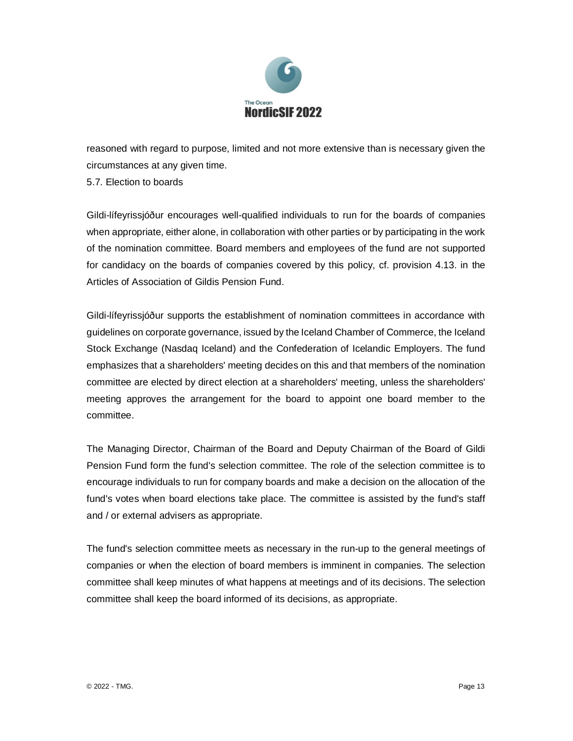reasoned with regard to purpose, limited and not more extensive than is necessary given the circumstances at any given time.

5.7. Election to boards

Gildi-lífeyrissjóður encourages well-qualified individuals to run for the boards of companies when appropriate, either alone, in collaboration with other parties or by participating in the work of the nomination committee. Board members and employees of the fund are not supported for candidacy on the boards of companies covered by this policy, cf. provision 4.13. in the Articles of Association of Gildis Pension Fund.

Gildi-lífeyrissjóður supports the establishment of nomination committees in accordance with guidelines on corporate governance, issued by the Iceland Chamber of Commerce, the Iceland Stock Exchange (Nasdaq Iceland) and the Confederation of Icelandic Employers. The fund emphasizes that a shareholders' meeting decides on this and that members of the nomination committee are elected by direct election at a shareholders' meeting, unless the shareholders' meeting approves the arrangement for the board to appoint one board member to the committee.

The Managing Director, Chairman of the Board and Deputy Chairman of the Board of Gildi Pension Fund form the fund's selection committee. The role of the selection committee is to encourage individuals to run for company boards and make a decision on the allocation of the fund's votes when board elections take place. The committee is assisted by the fund's staff and / or external advisers as appropriate.

The fund's selection committee meets as necessary in the run-up to the general meetings of companies or when the election of board members is imminent in companies. The selection committee shall keep minutes of what happens at meetings and of its decisions. The selection committee shall keep the board informed of its decisions, as appropriate.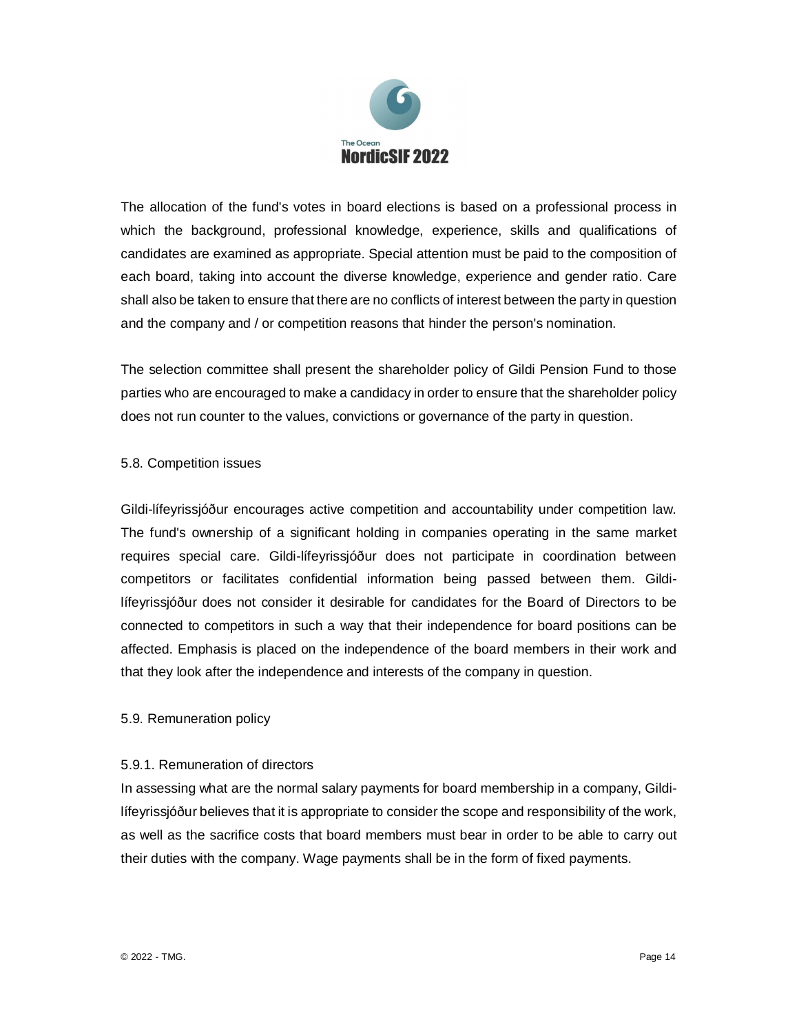The allocation of the fund's votes in board elections is based on a professional process in which the background, professional knowledge, experience, skills and qualifications of candidates are examined as appropriate. Special attention must be paid to the composition of each board, taking into account the diverse knowledge, experience and gender ratio. Care shall also be taken to ensure that there are no conflicts of interest between the party in question and the company and / or competition reasons that hinder the person's nomination.

The selection committee shall present the shareholder policy of Gildi Pension Fund to those parties who are encouraged to make a candidacy in order to ensure that the shareholder policy does not run counter to the values, convictions or governance of the party in question.

### 5.8. Competition issues

Gildi-lífeyrissjóður encourages active competition and accountability under competition law. The fund's ownership of a significant holding in companies operating in the same market requires special care. Gildi-lífeyrissjóður does not participate in coordination between competitors or facilitates confidential information being passed between them. Gildi-lífeyrissjóður does not consider it desirable for candidates for the Board of Directors to be connected to competitors in such a way that their independence for board positions can be affected. Emphasis is placed on the independence of the board members in their work and that they look after the independence and interests of the company in question.

### 5.9. Remuneration policy

#### 5.9.1. Remuneration of directors

In assessing what are the normal salary payments for board membership in a company, Gildi-lífeyrissjóður believes that it is appropriate to consider the scope and responsibility of the work, as well as the sacrifice costs that board members must bear in order to be able to carry out their duties with the company. Wage payments shall be in the form of fixed payments.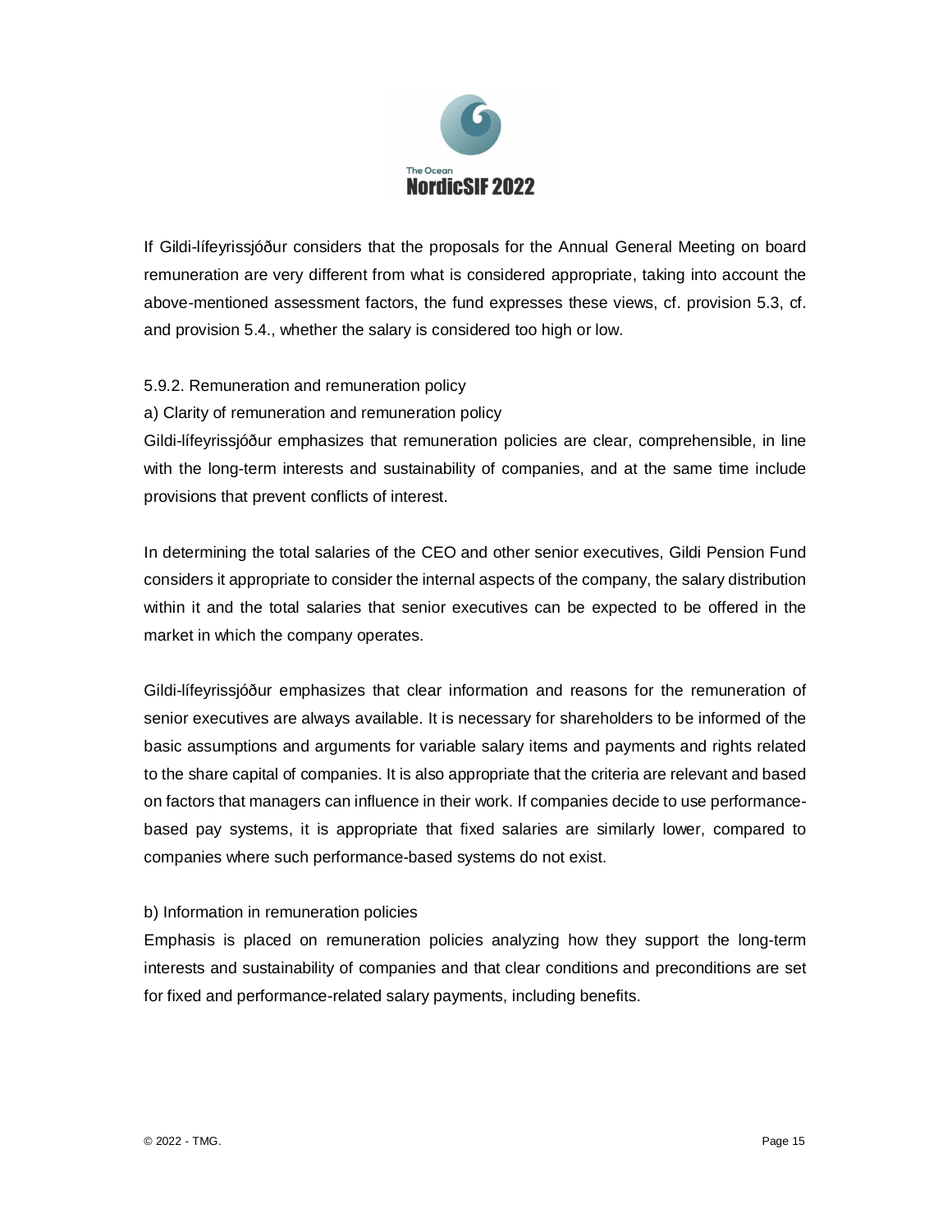If Gildi-lífeyrissjóður considers that the proposals for the Annual General Meeting on board remuneration are very different from what is considered appropriate, taking into account the above-mentioned assessment factors, the fund expresses these views, cf. provision 5.3, cf. and provision 5.4., whether the salary is considered too high or low.

5.9.2. Remuneration and remuneration policy

a) Clarity of remuneration and remuneration policy

Gildi-lífeyrissjóður emphasizes that remuneration policies are clear, comprehensible, in line with the long-term interests and sustainability of companies, and at the same time include provisions that prevent conflicts of interest.

In determining the total salaries of the CEO and other senior executives, Gildi Pension Fund considers it appropriate to consider the internal aspects of the company, the salary distribution within it and the total salaries that senior executives can be expected to be offered in the market in which the company operates.

Gildi-lífeyrissjóður emphasizes that clear information and reasons for the remuneration of senior executives are always available. It is necessary for shareholders to be informed of the basic assumptions and arguments for variable salary items and payments and rights related to the share capital of companies. It is also appropriate that the criteria are relevant and based on factors that managers can influence in their work. If companies decide to use performance-based pay systems, it is appropriate that fixed salaries are similarly lower, compared to companies where such performance-based systems do not exist.

b) Information in remuneration policies

Emphasis is placed on remuneration policies analyzing how they support the long-term interests and sustainability of companies and that clear conditions and preconditions are set for fixed and performance-related salary payments, including benefits.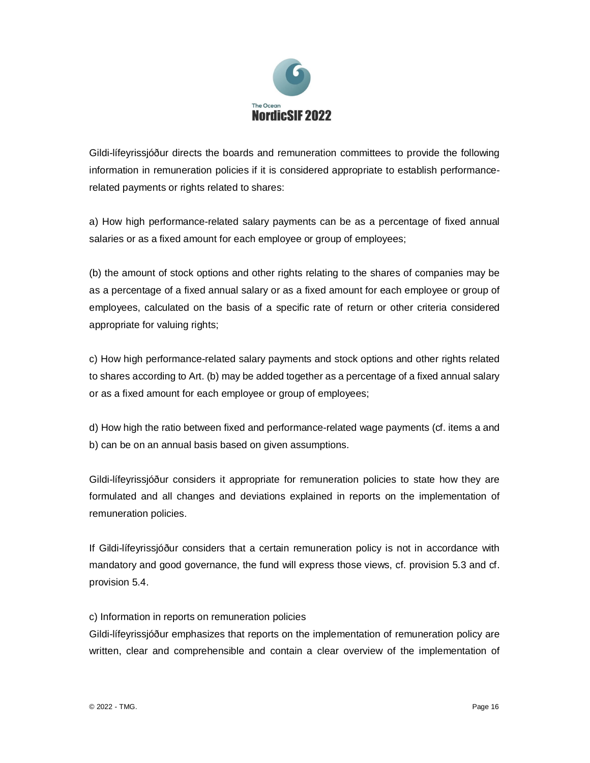Gildi-lífeyrissjóður directs the boards and remuneration committees to provide the following information in remuneration policies if it is considered appropriate to establish performance-related payments or rights related to shares:

a) How high performance-related salary payments can be as a percentage of fixed annual salaries or as a fixed amount for each employee or group of employees;

(b) the amount of stock options and other rights relating to the shares of companies may be as a percentage of a fixed annual salary or as a fixed amount for each employee or group of employees, calculated on the basis of a specific rate of return or other criteria considered appropriate for valuing rights;

c) How high performance-related salary payments and stock options and other rights related to shares according to Art. (b) may be added together as a percentage of a fixed annual salary or as a fixed amount for each employee or group of employees;

d) How high the ratio between fixed and performance-related wage payments (cf. items a and b) can be on an annual basis based on given assumptions.

Gildi-lífeyrissjóður considers it appropriate for remuneration policies to state how they are formulated and all changes and deviations explained in reports on the implementation of remuneration policies.

If Gildi-lífeyrissjóður considers that a certain remuneration policy is not in accordance with mandatory and good governance, the fund will express those views, cf. provision 5.3 and cf. provision 5.4.

c) Information in reports on remuneration policies

Gildi-lífeyrissjóður emphasizes that reports on the implementation of remuneration policy are written, clear and comprehensible and contain a clear overview of the implementation of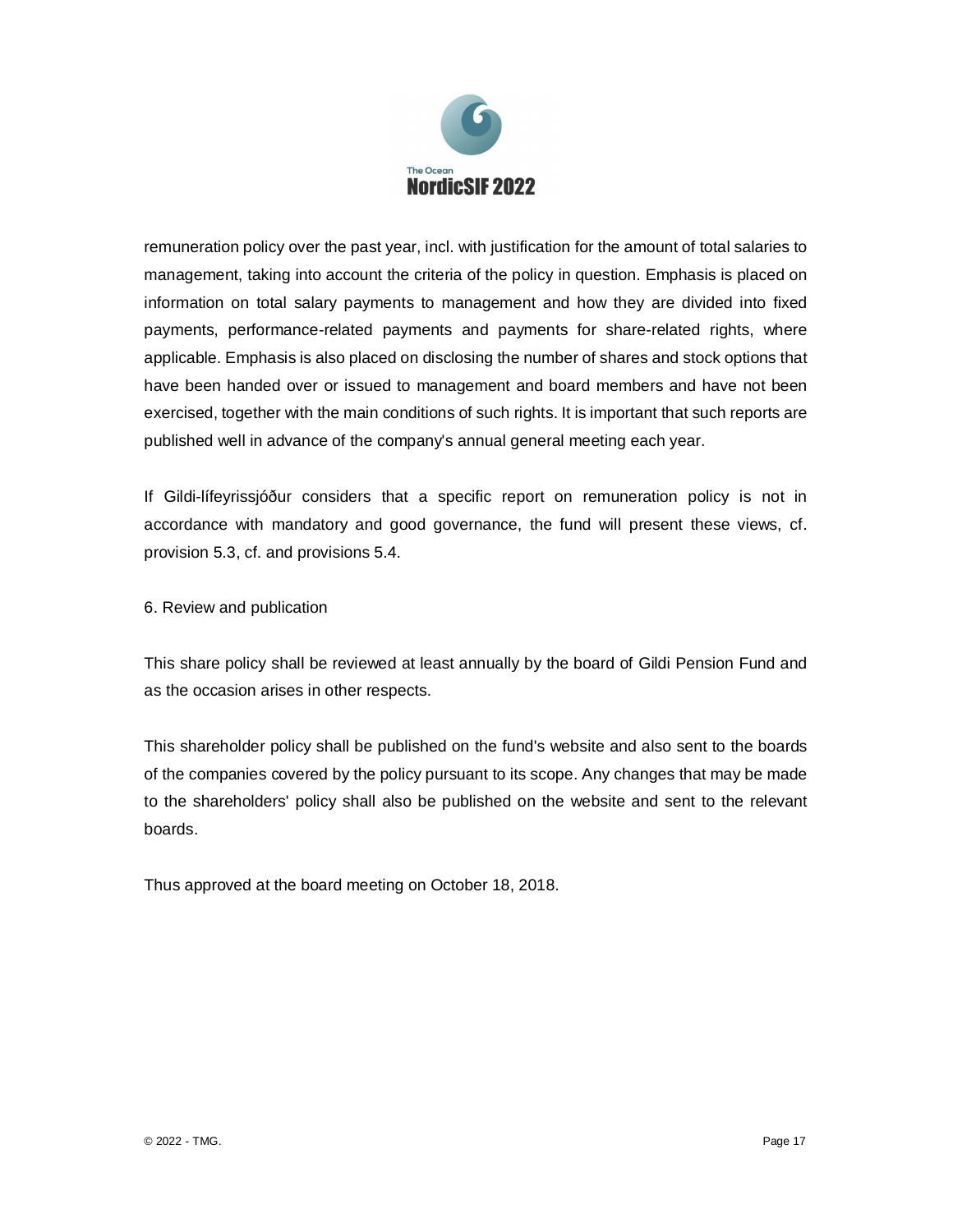remuneration policy over the past year, incl. with justification for the amount of total salaries to management, taking into account the criteria of the policy in question. Emphasis is placed on information on total salary payments to management and how they are divided into fixed payments, performance-related payments and payments for share-related rights, where applicable. Emphasis is also placed on disclosing the number of shares and stock options that have been handed over or issued to management and board members and have not been exercised, together with the main conditions of such rights. It is important that such reports are published well in advance of the company's annual general meeting each year.

If Gildi-lífeyrissjóður considers that a specific report on remuneration policy is not in accordance with mandatory and good governance, the fund will present these views, cf. provision 5.3, cf. and provisions 5.4.

## 6. Review and publication

This share policy shall be reviewed at least annually by the board of Gildi Pension Fund and as the occasion arises in other respects.

This shareholder policy shall be published on the fund's website and also sent to the boards of the companies covered by the policy pursuant to its scope. Any changes that may be made to the shareholders' policy shall also be published on the website and sent to the relevant boards.

Thus approved at the board meeting on October 18, 2018.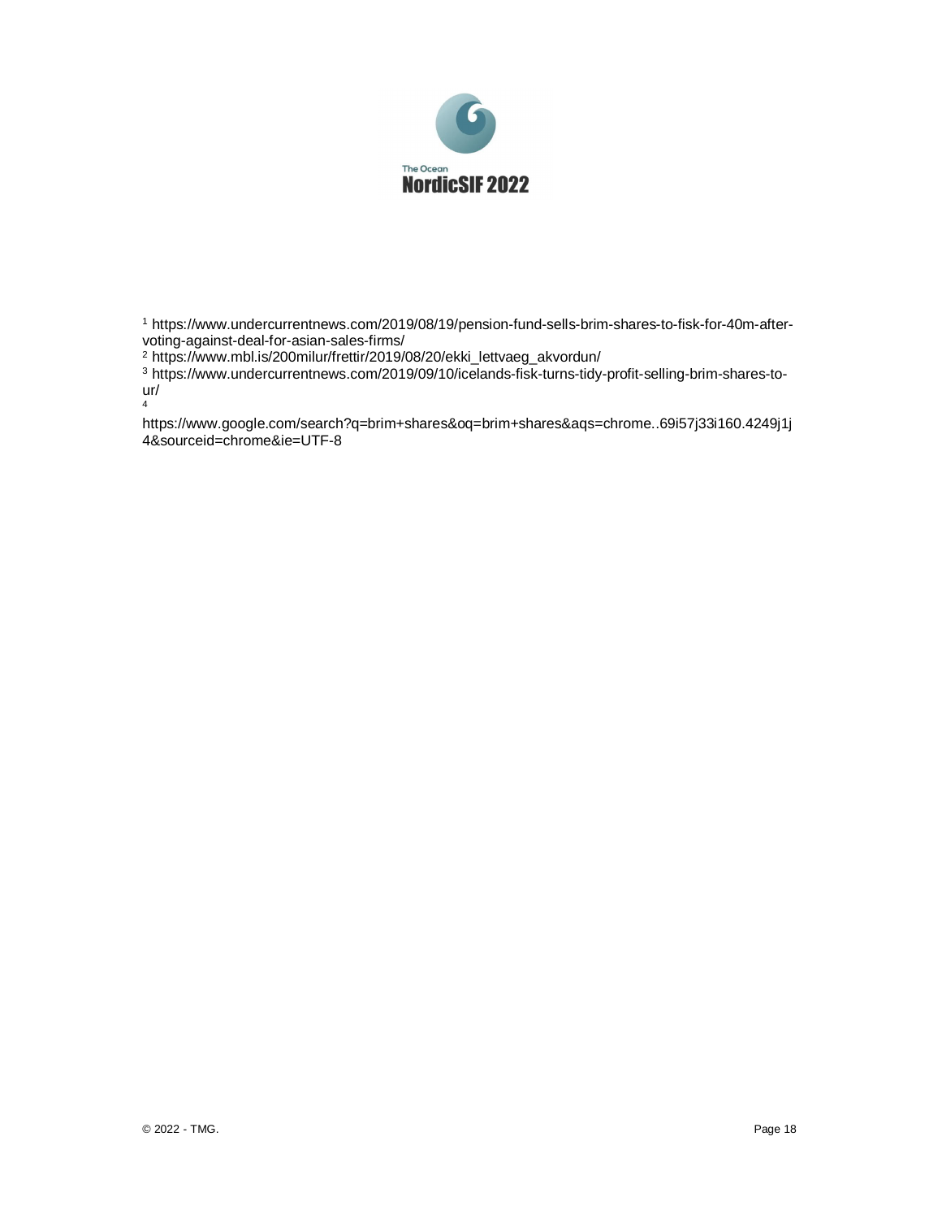[1] https://www.undercurrentnews.com/2019/08/19/pension-fund-sells-brim-shares-to-fisk-for-40m-after-voting-against-deal-for-asian-sales-firms/

[2] https://www.mbl.is/200milur/frettir/2019/08/20/ekki_lettvaeg_akvordun/

[3] https://www.undercurrentnews.com/2019/09/10/icelands-fisk-turns-tidy-profit-selling-brim-shares-to-ur/

[4] https://www.google.com/search?q=brim+shares&oq=brim+shares&aqs=chrome..69i57j33i160.4249j1j4&sourceid=chrome&ie=UTF-8